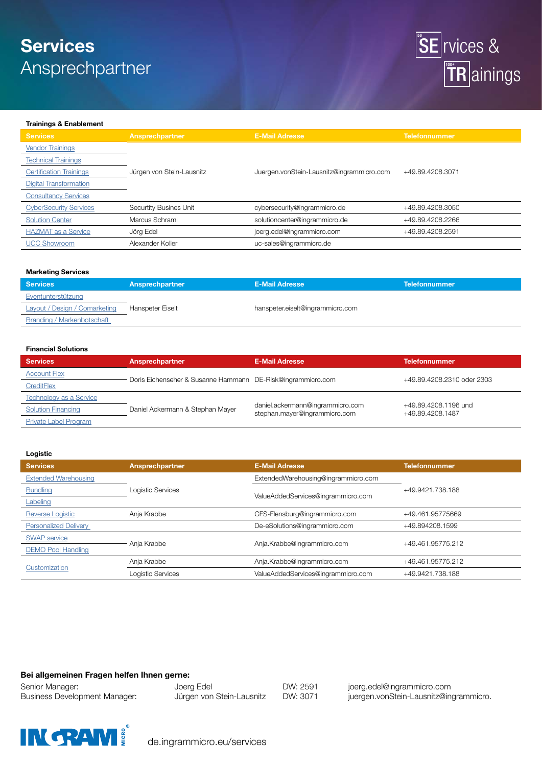# Services
## Ansprechpartner

SE rvices & TR ainings

### Trainings & Enablement

| Services | Ansprechpartner | E-Mail Adresse | Telefonnummer |
|---|---|---|---|
| Vendor Trainings | Jürgen von Stein-Lausnitz | Juergen.vonStein-Lausnitz@ingrammicro.com | +49.89.4208.3071 |
| Technical Trainings | | | |
| Certification Trainings | | | |
| Digital Transformation | | | |
| Consultancy Services | | | |
| CyberSecurity Services | Securtity Busines Unit | cybersecurity@ingrammicro.de | +49.89.4208.3050 |
| Solution Center | Marcus Schraml | solutioncenter@ingrammicro.de | +49.89.4208.2266 |
| HAZMAT as a Service | Jörg Edel | joerg.edel@ingrammicro.com | +49.89.4208.2591 |
| UCC Showroom | Alexander Koller | uc-sales@ingrammicro.de | |

### Marketing Services

| Services | Ansprechpartner | E-Mail Adresse | Telefonnummer |
|---|---|---|---|
| Eventunterstützung | Hanspeter Eiselt | hanspeter.eiselt@ingrammicro.com | |
| Layout / Design / Comarketing | | | |
| Branding / Markenbotschaft | | | |

### Financial Solutions

| Services | Ansprechpartner | E-Mail Adresse | Telefonnummer |
|---|---|---|---|
| Account Flex | Doris Eichenseher & Susanne Hammann | DE-Risk@ingrammicro.com | +49.89.4208.2310 oder 2303 |
| CreditFlex | | | |
| Technology as a Service | Daniel Ackermann & Stephan Mayer | daniel.ackermann@ingrammicro.com stephan.mayer@ingrammicro.com | +49.89.4208.1196 und +49.89.4208.1487 |
| Solution Financing | | | |
| Private Label Program | | | |

### Logistic

| Services | Ansprechpartner | E-Mail Adresse | Telefonnummer |
|---|---|---|---|
| Extended Warehousing | Logistic Services | ExtendedWarehousing@ingrammicro.com | +49.9421.738.188 |
| Bundling | | ValueAddedServices@ingrammicro.com | |
| Labeling | | | |
| Reverse Logistic | Anja Krabbe | CFS-Flensburg@ingrammicro.com | +49.461.95775669 |
| Personalized Delivery | | De-eSolutions@ingrammicro.com | +49.894208.1599 |
| SWAP service | Anja Krabbe | Anja.Krabbe@ingrammicro.com | +49.461.95775.212 |
| DEMO Pool Handling | | | |
| Customization | Anja Krabbe | Anja.Krabbe@ingrammicro.com | +49.461.95775.212 |
| | Logistic Services | ValueAddedServices@ingrammicro.com | +49.9421.738.188 |

**Bei allgemeinen Fragen helfen Ihnen gerne:**

| | | | |
|---|---|---|---|
| Senior Manager: | Joerg Edel | DW: 2591 | joerg.edel@ingrammicro.com |
| Business Development Manager: | Jürgen von Stein-Lausnitz | DW: 3071 | juergen.vonStein-Lausnitz@ingrammicro. |

INGRAM MICRO®

de.ingrammicro.eu/services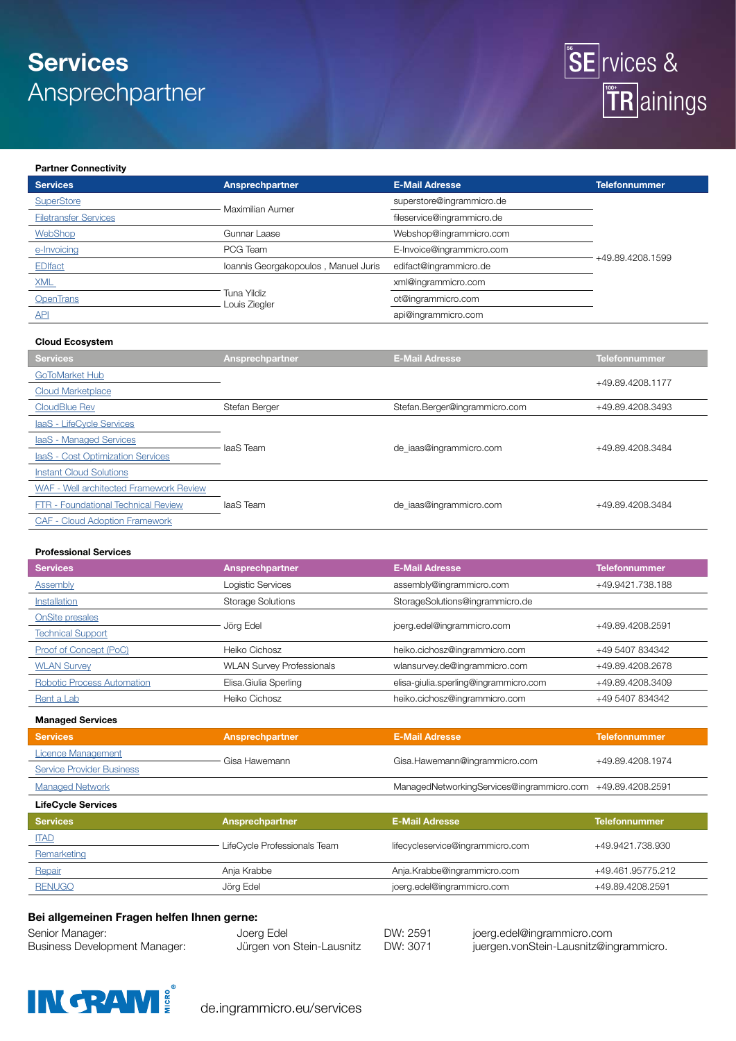# Services
## Ansprechpartner

SErvices & TRainings

### Partner Connectivity

| Services | Ansprechpartner | E-Mail Adresse | Telefonnummer |
|---|---|---|---|
| SuperStore | Maximilian Aumer | superstore@ingrammicro.de | +49.89.4208.1599 |
| Filetransfer Services | | fileservice@ingrammicro.de | |
| WebShop | Gunnar Laase | Webshop@ingrammicro.com | |
| e-Invoicing | PCG Team | E-Invoice@ingrammicro.com | |
| EDIfact | Ioannis Georgakopoulos , Manuel Juris | edifact@ingrammicro.de | |
| XML | Tuna Yildiz Louis Ziegler | xml@ingrammicro.com | |
| OpenTrans | | ot@ingrammicro.com | |
| API | | api@ingrammicro.com | |

### Cloud Ecosystem

| Services | Ansprechpartner | E-Mail Adresse | Telefonnummer |
|---|---|---|---|
| GoToMarket Hub | | | +49.89.4208.1177 |
| Cloud Marketplace | | | |
| CloudBlue Rev | Stefan Berger | Stefan.Berger@ingrammicro.com | +49.89.4208.3493 |
| IaaS - LifeCycle Services | IaaS Team | de_iaas@ingrammicro.com | +49.89.4208.3484 |
| IaaS - Managed Services | | | |
| IaaS - Cost Optimization Services | | | |
| Instant Cloud Solutions | | | |
| WAF - Well architected Framework Review | IaaS Team | de_iaas@ingrammicro.com | +49.89.4208.3484 |
| FTR - Foundational Technical Review | | | |
| CAF - Cloud Adoption Framework | | | |

### Professional Services

| Services | Ansprechpartner | E-Mail Adresse | Telefonnummer |
|---|---|---|---|
| Assembly | Logistic Services | assembly@ingrammicro.com | +49.9421.738.188 |
| Installation | Storage Solutions | StorageSolutions@ingrammicro.de | |
| OnSite presales | Jörg Edel | joerg.edel@ingrammicro.com | +49.89.4208.2591 |
| Technical Support | | | |
| Proof of Concept (PoC) | Heiko Cichosz | heiko.cichosz@ingrammicro.com | +49 5407 834342 |
| WLAN Survey | WLAN Survey Professionals | wlansurvey.de@ingrammicro.com | +49.89.4208.2678 |
| Robotic Process Automation | Elisa.Giulia Sperling | elisa-giulia.sperling@ingrammicro.com | +49.89.4208.3409 |
| Rent a Lab | Heiko Cichosz | heiko.cichosz@ingrammicro.com | +49 5407 834342 |

### Managed Services

| Services | Ansprechpartner | E-Mail Adresse | Telefonnummer |
|---|---|---|---|
| Licence Management | Gisa Hawemann | Gisa.Hawemann@ingrammicro.com | +49.89.4208.1974 |
| Service Provider Business | | | |
| Managed Network | | ManagedNetworkingServices@ingrammicro.com | +49.89.4208.2591 |

### LifeCycle Services

| Services | Ansprechpartner | E-Mail Adresse | Telefonnummer |
|---|---|---|---|
| ITAD | LifeCycle Professionals Team | lifecycleservice@ingrammicro.com | +49.9421.738.930 |
| Remarketing | | | |
| Repair | Anja Krabbe | Anja.Krabbe@ingrammicro.com | +49.461.95775.212 |
| RENUGO | Jörg Edel | joerg.edel@ingrammicro.com | +49.89.4208.2591 |

**Bei allgemeinen Fragen helfen Ihnen gerne:**

| | | | |
|---|---|---|---|
| Senior Manager: | Joerg Edel | DW: 2591 | joerg.edel@ingrammicro.com |
| Business Development Manager: | Jürgen von Stein-Lausnitz | DW: 3071 | juergen.vonStein-Lausnitz@ingrammicro. |

INGRAM MICRO®

de.ingrammicro.eu/services